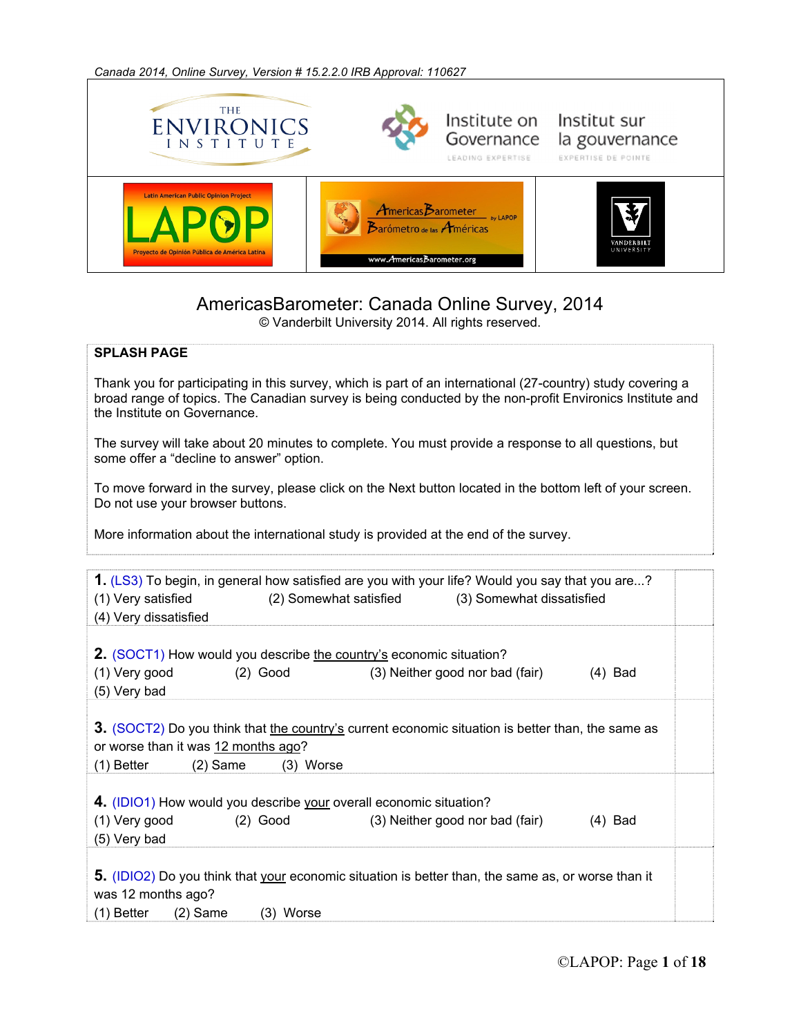Canada 2014, Online Survey, Version # 15.2.2.0 IRB Approval: 110627

THE ENVIRONICS INSTITUTE

Institute on Governance — LEADING EXPERTISE | Institut sur la gouvernance — EXPERTISE DE POINTE

Latin American Public Opinion Project — LAPOP — Proyecto de Opinión Pública de América Latina

AmericasBarometer by LAPOP — Barómetro de las Américas — www.AmericasBarometer.org

VANDERBILT UNIVERSITY

# AmericasBarometer: Canada Online Survey, 2014

© Vanderbilt University 2014. All rights reserved.

**SPLASH PAGE**

Thank you for participating in this survey, which is part of an international (27-country) study covering a broad range of topics. The Canadian survey is being conducted by the non-profit Environics Institute and the Institute on Governance.

The survey will take about 20 minutes to complete. You must provide a response to all questions, but some offer a "decline to answer" option.

To move forward in the survey, please click on the Next button located in the bottom left of your screen. Do not use your browser buttons.

More information about the international study is provided at the end of the survey.

**1.** (LS3) To begin, in general how satisfied are you with your life? Would you say that you are...?
(1) Very satisfied (2) Somewhat satisfied (3) Somewhat dissatisfied
(4) Very dissatisfied

**2.** (SOCT1) How would you describe the country's economic situation?
(1) Very good (2) Good (3) Neither good nor bad (fair) (4) Bad
(5) Very bad

**3.** (SOCT2) Do you think that the country's current economic situation is better than, the same as or worse than it was 12 months ago?
(1) Better (2) Same (3) Worse

**4.** (IDIO1) How would you describe your overall economic situation?
(1) Very good (2) Good (3) Neither good nor bad (fair) (4) Bad
(5) Very bad

**5.** (IDIO2) Do you think that your economic situation is better than, the same as, or worse than it was 12 months ago?
(1) Better (2) Same (3) Worse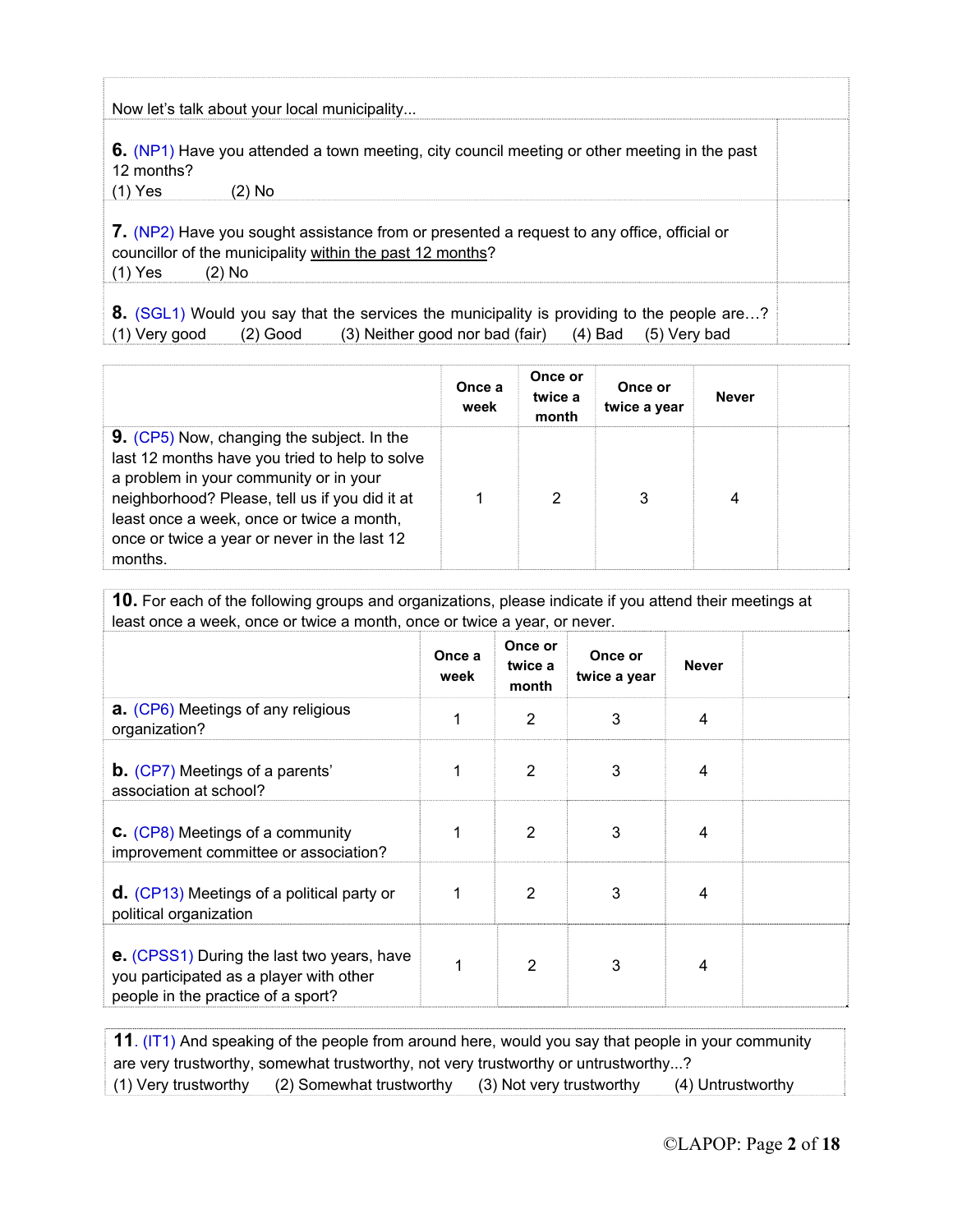Now let's talk about your local municipality...

**6.** (NP1) Have you attended a town meeting, city council meeting or other meeting in the past 12 months?
(1) Yes (2) No

**7.** (NP2) Have you sought assistance from or presented a request to any office, official or councillor of the municipality within the past 12 months?
(1) Yes (2) No

**8.** (SGL1) Would you say that the services the municipality is providing to the people are…?
(1) Very good (2) Good (3) Neither good nor bad (fair) (4) Bad (5) Very bad

| | Once a week | Once or twice a month | Once or twice a year | Never |
|---|---|---|---|---|
| **9.** (CP5) Now, changing the subject. In the last 12 months have you tried to help to solve a problem in your community or in your neighborhood? Please, tell us if you did it at least once a week, once or twice a month, once or twice a year or never in the last 12 months. | 1 | 2 | 3 | 4 |

**10.** For each of the following groups and organizations, please indicate if you attend their meetings at least once a week, once or twice a month, once or twice a year, or never.

| | Once a week | Once or twice a month | Once or twice a year | Never |
|---|---|---|---|---|
| **a.** (CP6) Meetings of any religious organization? | 1 | 2 | 3 | 4 |
| **b.** (CP7) Meetings of a parents' association at school? | 1 | 2 | 3 | 4 |
| **c.** (CP8) Meetings of a community improvement committee or association? | 1 | 2 | 3 | 4 |
| **d.** (CP13) Meetings of a political party or political organization | 1 | 2 | 3 | 4 |
| **e.** (CPSS1) During the last two years, have you participated as a player with other people in the practice of a sport? | 1 | 2 | 3 | 4 |

**11**. (IT1) And speaking of the people from around here, would you say that people in your community are very trustworthy, somewhat trustworthy, not very trustworthy or untrustworthy...?
(1) Very trustworthy (2) Somewhat trustworthy (3) Not very trustworthy (4) Untrustworthy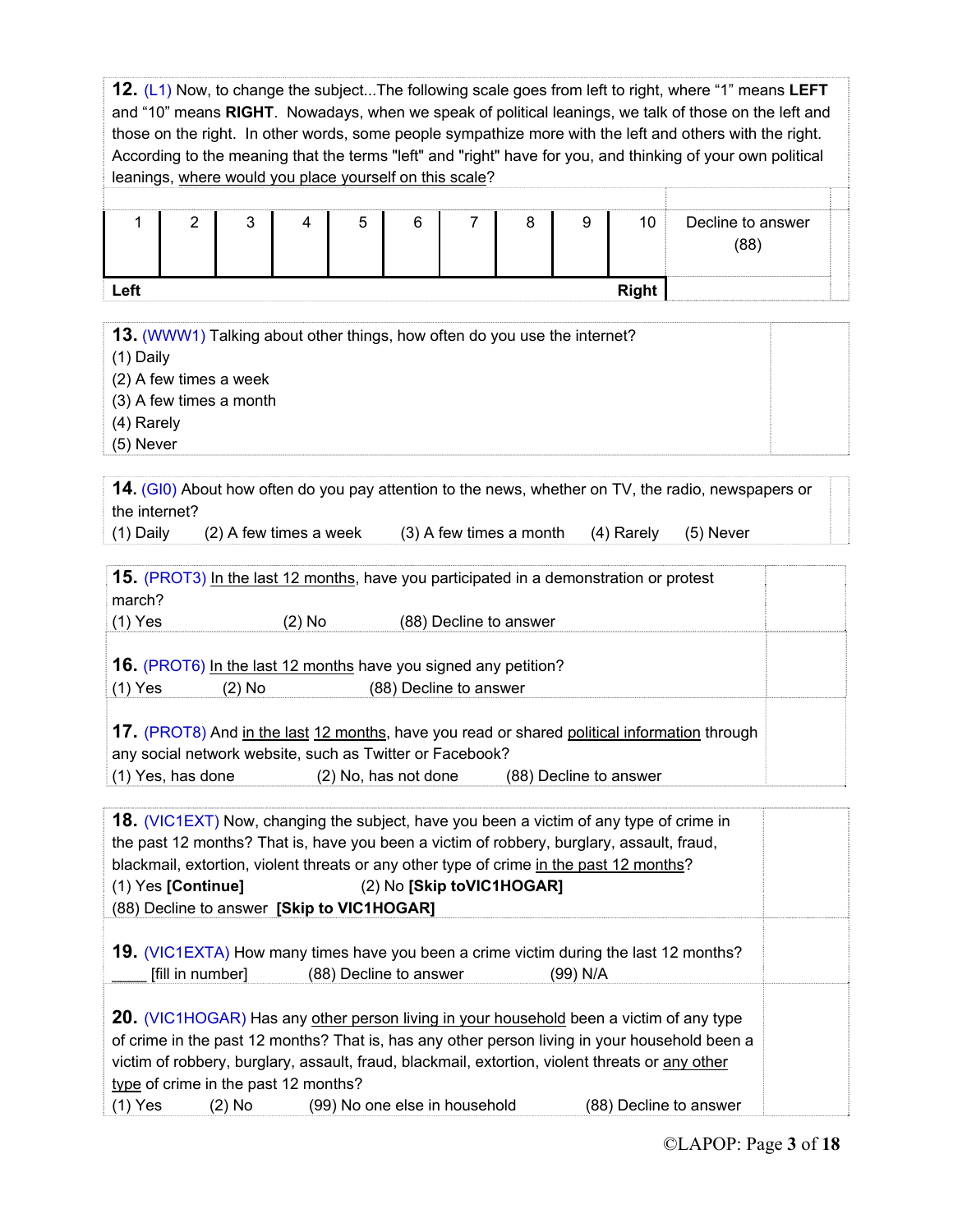**12.** (L1) Now, to change the subject...The following scale goes from left to right, where “1” means **LEFT** and “10” means **RIGHT**. Nowadays, when we speak of political leanings, we talk of those on the left and those on the right. In other words, some people sympathize more with the left and others with the right. According to the meaning that the terms "left" and "right" have for you, and thinking of your own political leanings, <u>where would you place yourself on this scale</u>?

| 1 | 2 | 3 | 4 | 5 | 6 | 7 | 8 | 9 | 10 | Decline to answer (88) |
|---|---|---|---|---|---|---|---|---|---|---|
| **Left** | | | | | | | | | **Right** | |

**13.** (WWW1) Talking about other things, how often do you use the internet?
(1) Daily
(2) A few times a week
(3) A few times a month
(4) Rarely
(5) Never

**14.** (GI0) About how often do you pay attention to the news, whether on TV, the radio, newspapers or the internet?
(1) Daily (2) A few times a week (3) A few times a month (4) Rarely (5) Never

**15.** (PROT3) <u>In the last 12 months</u>, have you participated in a demonstration or protest march?
(1) Yes (2) No (88) Decline to answer

**16.** (PROT6) <u>In the last 12 months</u> have you signed any petition?
(1) Yes (2) No (88) Decline to answer

**17.** (PROT8) And <u>in the last 12 months</u>, have you read or shared <u>political information</u> through any social network website, such as Twitter or Facebook?
(1) Yes, has done (2) No, has not done (88) Decline to answer

**18.** (VIC1EXT) Now, changing the subject, have you been a victim of any type of crime in the past 12 months? That is, have you been a victim of robbery, burglary, assault, fraud, blackmail, extortion, violent threats or any other type of crime <u>in the past 12 months</u>?
(1) Yes **[Continue]** (2) No **[Skip toVIC1HOGAR]**
(88) Decline to answer **[Skip to VIC1HOGAR]**

**19.** (VIC1EXTA) How many times have you been a crime victim during the last 12 months?
____ [fill in number] (88) Decline to answer (99) N/A

**20.** (VIC1HOGAR) Has any <u>other person living in your household</u> been a victim of any type of crime in the past 12 months? That is, has any other person living in your household been a victim of robbery, burglary, assault, fraud, blackmail, extortion, violent threats or <u>any other type</u> of crime in the past 12 months?
(1) Yes (2) No (99) No one else in household (88) Decline to answer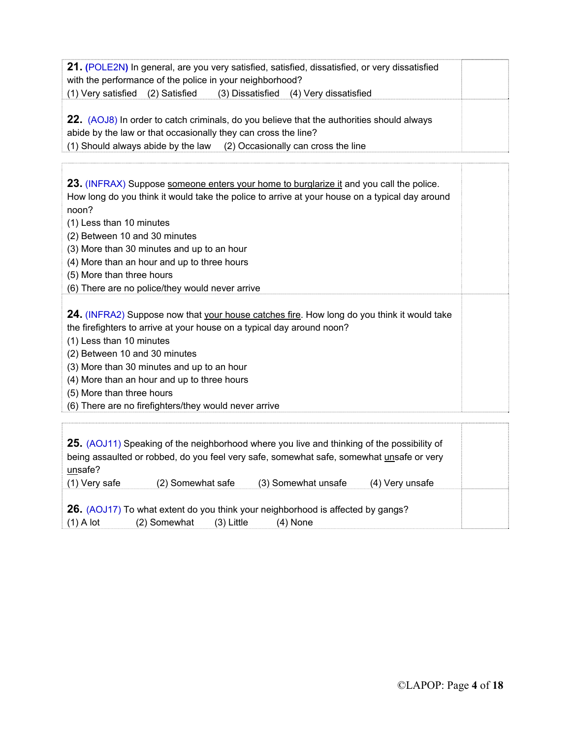**21.** **(POLE2N)** In general, are you very satisfied, satisfied, dissatisfied, or very dissatisfied with the performance of the police in your neighborhood?
(1) Very satisfied (2) Satisfied (3) Dissatisfied (4) Very dissatisfied

**22.** (AOJ8) In order to catch criminals, do you believe that the authorities should always abide by the law or that occasionally they can cross the line?
(1) Should always abide by the law (2) Occasionally can cross the line

**23.** (INFRAX) Suppose <u>someone enters your home to burglarize it</u> and you call the police. How long do you think it would take the police to arrive at your house on a typical day around noon?
(1) Less than 10 minutes
(2) Between 10 and 30 minutes
(3) More than 30 minutes and up to an hour
(4) More than an hour and up to three hours
(5) More than three hours
(6) There are no police/they would never arrive

**24.** (INFRA2) Suppose now that <u>your house catches fire</u>. How long do you think it would take the firefighters to arrive at your house on a typical day around noon?
(1) Less than 10 minutes
(2) Between 10 and 30 minutes
(3) More than 30 minutes and up to an hour
(4) More than an hour and up to three hours
(5) More than three hours
(6) There are no firefighters/they would never arrive

**25.** (AOJ11) Speaking of the neighborhood where you live and thinking of the possibility of being assaulted or robbed, do you feel very safe, somewhat safe, somewhat <u>un</u>safe or very <u>un</u>safe?
(1) Very safe (2) Somewhat safe (3) Somewhat unsafe (4) Very unsafe

**26.** (AOJ17) To what extent do you think your neighborhood is affected by gangs?
(1) A lot (2) Somewhat (3) Little (4) None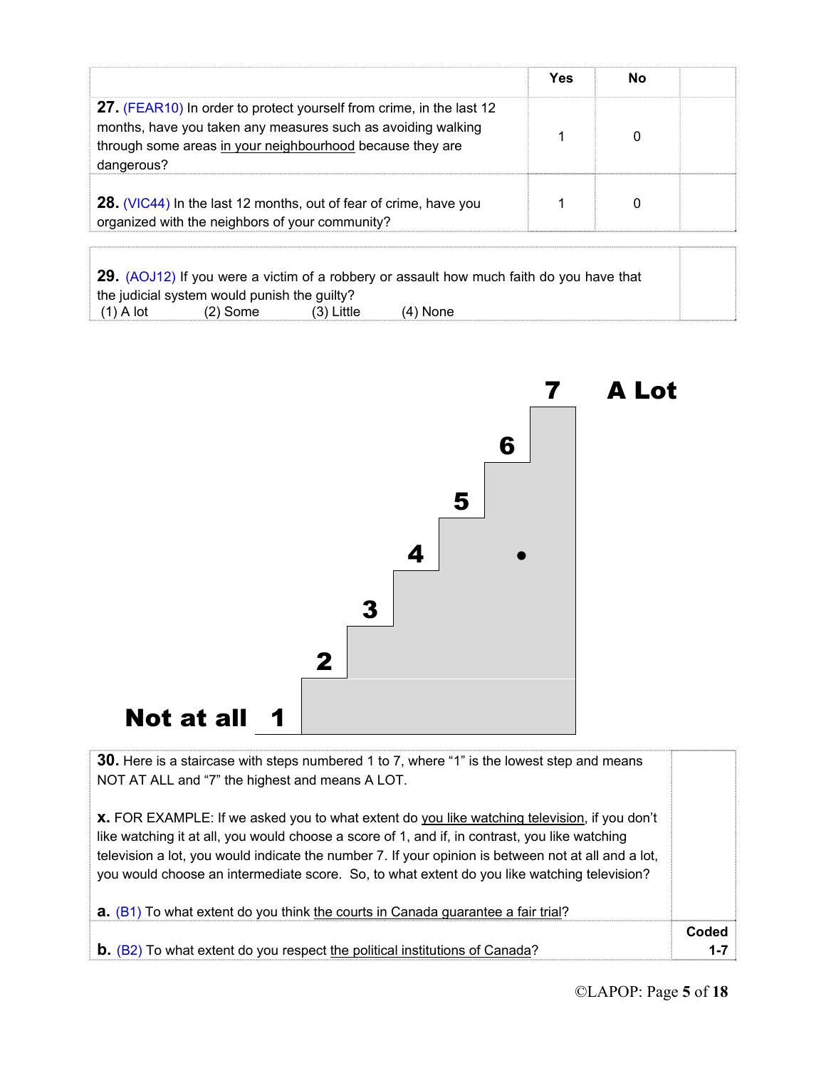| | Yes | No | |
|---|---|---|---|
| **27.** (FEAR10) In order to protect yourself from crime, in the last 12 months, have you taken any measures such as avoiding walking through some areas in your neighbourhood because they are dangerous? | 1 | 0 | |
| **28.** (VIC44) In the last 12 months, out of fear of crime, have you organized with the neighbors of your community? | 1 | 0 | |

| | |
|---|---|
| **29.** (AOJ12) If you were a victim of a robbery or assault how much faith do you have that the judicial system would punish the guilty?<br>(1) A lot (2) Some (3) Little (4) None | |

Not at all 1 — 2 — 3 — 4 — 5 — 6 — 7 A Lot

| | |
|---|---|
| **30.** Here is a staircase with steps numbered 1 to 7, where "1" is the lowest step and means NOT AT ALL and "7" the highest and means A LOT.<br><br>**x.** FOR EXAMPLE: If we asked you to what extent do you like watching television, if you don't like watching it at all, you would choose a score of 1, and if, in contrast, you like watching television a lot, you would indicate the number 7. If your opinion is between not at all and a lot, you would choose an intermediate score. So, to what extent do you like watching television?<br><br>**a.** (B1) To what extent do you think the courts in Canada guarantee a fair trial? | |
| **b.** (B2) To what extent do you respect the political institutions of Canada? | **Coded 1-7** |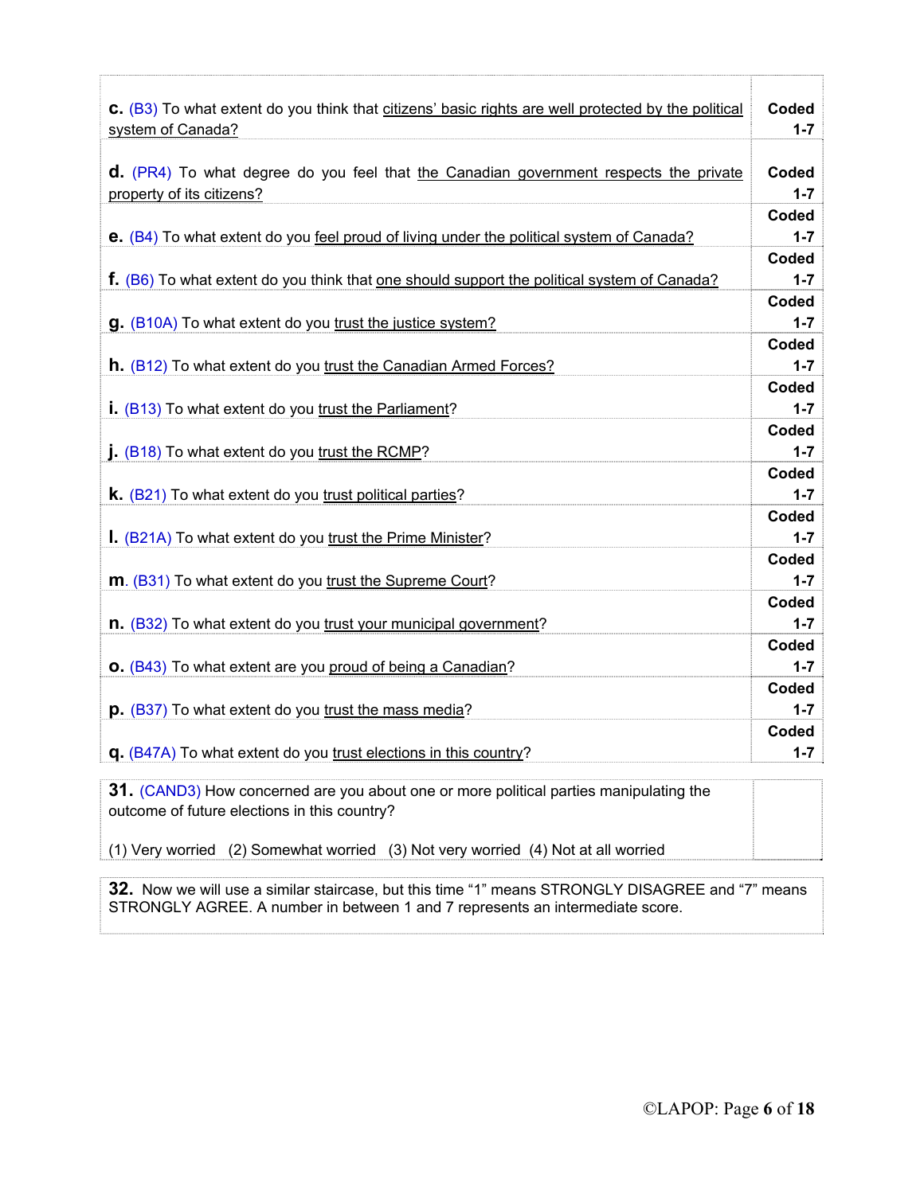| | |
|---|---|
| **c.** (B3) To what extent do you think that citizens' basic rights are well protected by the political system of Canada? | **Coded 1-7** |
| **d.** (PR4) To what degree do you feel that the Canadian government respects the private property of its citizens? | **Coded 1-7** |
| **e.** (B4) To what extent do you feel proud of living under the political system of Canada? | **Coded 1-7** |
| **f.** (B6) To what extent do you think that one should support the political system of Canada? | **Coded 1-7** |
| **g.** (B10A) To what extent do you trust the justice system? | **Coded 1-7** |
| **h.** (B12) To what extent do you trust the Canadian Armed Forces? | **Coded 1-7** |
| **i.** (B13) To what extent do you trust the Parliament? | **Coded 1-7** |
| **j.** (B18) To what extent do you trust the RCMP? | **Coded 1-7** |
| **k.** (B21) To what extent do you trust political parties? | **Coded 1-7** |
| **l.** (B21A) To what extent do you trust the Prime Minister? | **Coded 1-7** |
| **m.** (B31) To what extent do you trust the Supreme Court? | **Coded 1-7** |
| **n.** (B32) To what extent do you trust your municipal government? | **Coded 1-7** |
| **o.** (B43) To what extent are you proud of being a Canadian? | **Coded 1-7** |
| **p.** (B37) To what extent do you trust the mass media? | **Coded 1-7** |
| **q.** (B47A) To what extent do you trust elections in this country? | **Coded 1-7** |

**31.** (CAND3) How concerned are you about one or more political parties manipulating the outcome of future elections in this country?

(1) Very worried (2) Somewhat worried (3) Not very worried (4) Not at all worried

**32.** Now we will use a similar staircase, but this time "1" means STRONGLY DISAGREE and "7" means STRONGLY AGREE. A number in between 1 and 7 represents an intermediate score.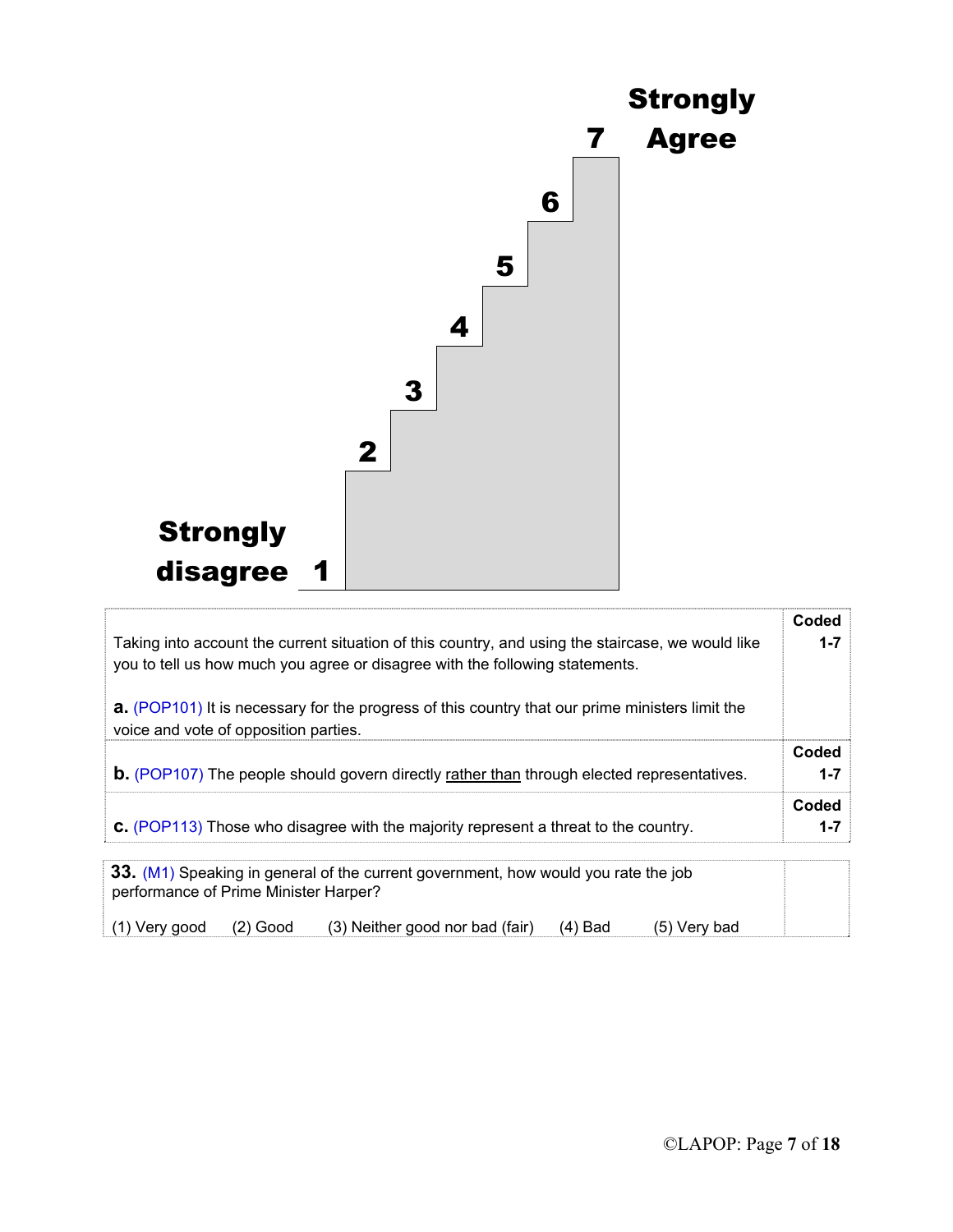**Strongly Agree**

7

6

5

4

3

2

**Strongly disagree** 1

| | |
|---|---|
| Taking into account the current situation of this country, and using the staircase, we would like you to tell us how much you agree or disagree with the following statements.<br><br>**a.** (POP101) It is necessary for the progress of this country that our prime ministers limit the voice and vote of opposition parties. | **Coded 1-7** |
| **b.** (POP107) The people should govern directly <u>rather than</u> through elected representatives. | **Coded 1-7** |
| **c.** (POP113) Those who disagree with the majority represent a threat to the country. | **Coded 1-7** |

**33.** (M1) Speaking in general of the current government, how would you rate the job performance of Prime Minister Harper?

(1) Very good (2) Good (3) Neither good nor bad (fair) (4) Bad (5) Very bad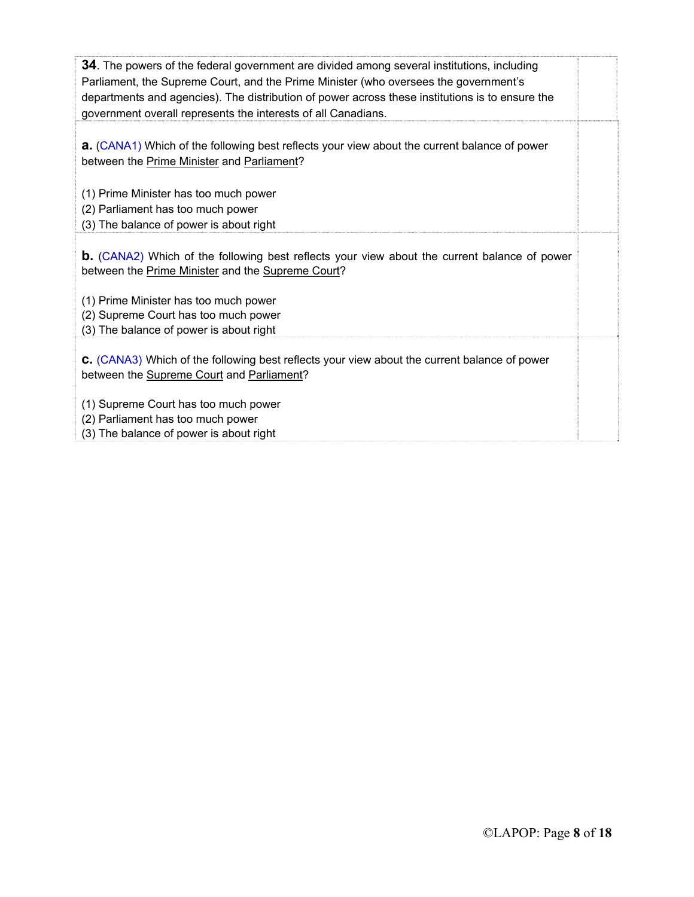**34**. The powers of the federal government are divided among several institutions, including Parliament, the Supreme Court, and the Prime Minister (who oversees the government's departments and agencies). The distribution of power across these institutions is to ensure the government overall represents the interests of all Canadians.

**a.** (CANA1) Which of the following best reflects your view about the current balance of power between the Prime Minister and Parliament?

(1) Prime Minister has too much power
(2) Parliament has too much power
(3) The balance of power is about right

**b.** (CANA2) Which of the following best reflects your view about the current balance of power between the Prime Minister and the Supreme Court?

(1) Prime Minister has too much power
(2) Supreme Court has too much power
(3) The balance of power is about right

**c.** (CANA3) Which of the following best reflects your view about the current balance of power between the Supreme Court and Parliament?

(1) Supreme Court has too much power
(2) Parliament has too much power
(3) The balance of power is about right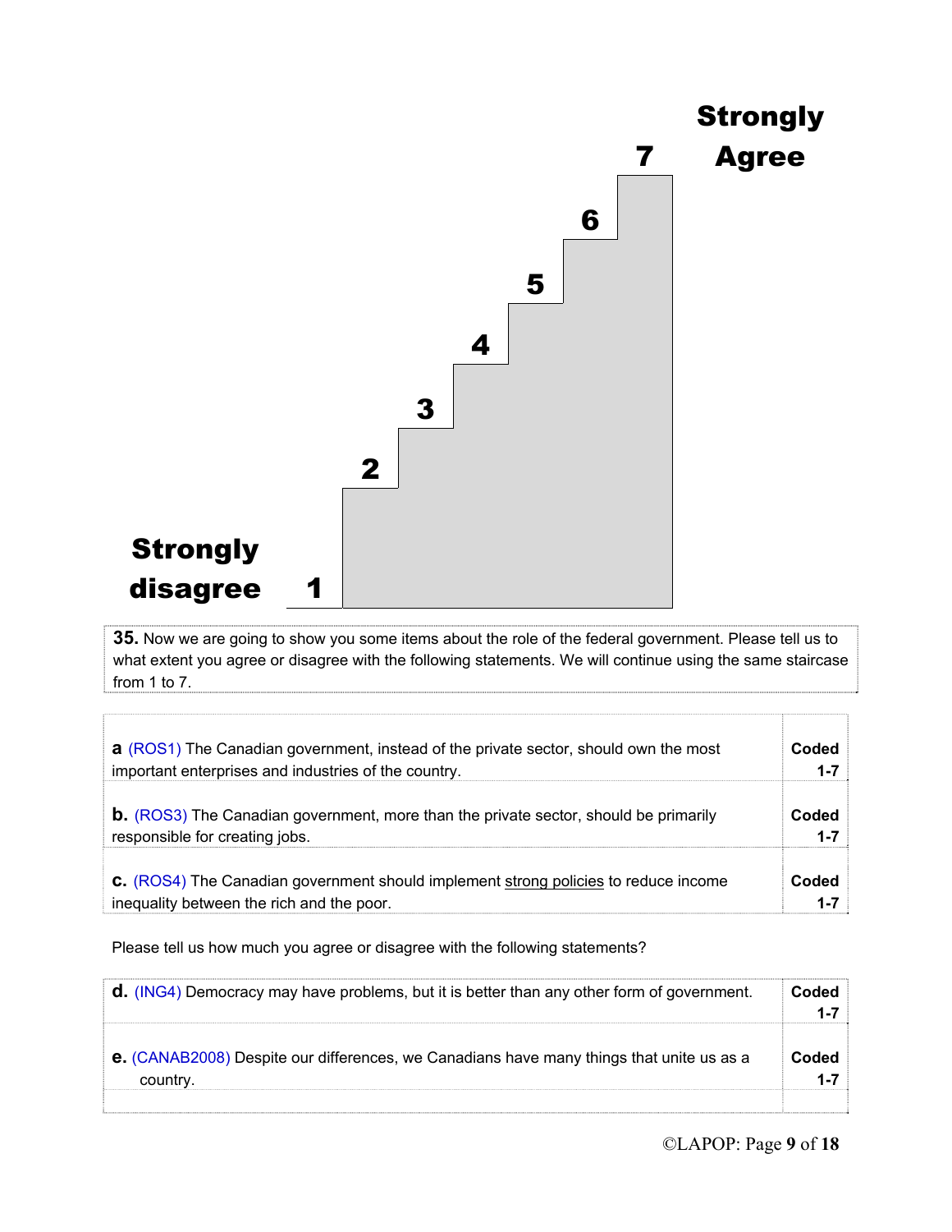Strongly Agree

7

6

5

4

3

2

Strongly disagree 1

**35.** Now we are going to show you some items about the role of the federal government. Please tell us to what extent you agree or disagree with the following statements. We will continue using the same staircase from 1 to 7.

| | |
|---|---|
| **a** (ROS1) The Canadian government, instead of the private sector, should own the most important enterprises and industries of the country. | **Coded 1-7** |
| **b.** (ROS3) The Canadian government, more than the private sector, should be primarily responsible for creating jobs. | **Coded 1-7** |
| **c.** (ROS4) The Canadian government should implement strong policies to reduce income inequality between the rich and the poor. | **Coded 1-7** |

Please tell us how much you agree or disagree with the following statements?

| | |
|---|---|
| **d.** (ING4) Democracy may have problems, but it is better than any other form of government. | **Coded 1-7** |
| **e.** (CANAB2008) Despite our differences, we Canadians have many things that unite us as a country. | **Coded 1-7** |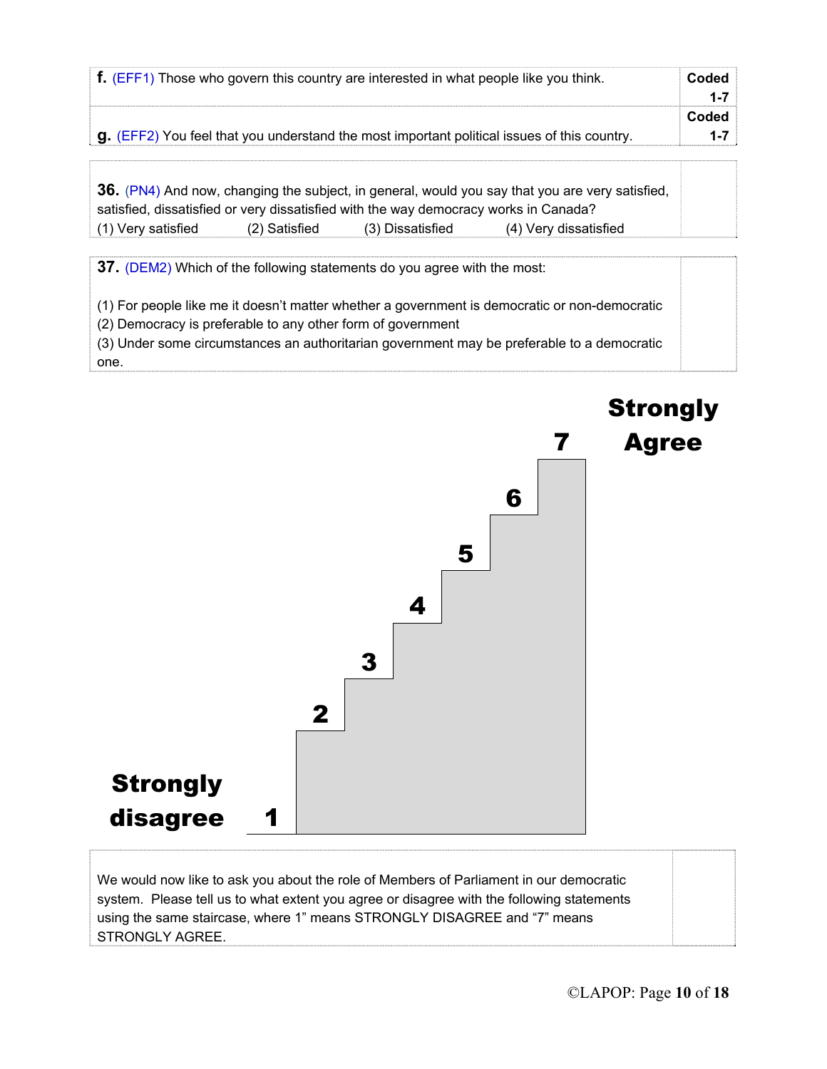| | |
|---|---|
| **f.** (EFF1) Those who govern this country are interested in what people like you think. | **Coded 1-7** |
| **g.** (EFF2) You feel that you understand the most important political issues of this country. | **Coded 1-7** |

| | |
|---|---|
| **36.** (PN4) And now, changing the subject, in general, would you say that you are very satisfied, satisfied, dissatisfied or very dissatisfied with the way democracy works in Canada?<br>(1) Very satisfied (2) Satisfied (3) Dissatisfied (4) Very dissatisfied | |

| | |
|---|---|
| **37.** (DEM2) Which of the following statements do you agree with the most:<br><br>(1) For people like me it doesn't matter whether a government is democratic or non-democratic<br>(2) Democracy is preferable to any other form of government<br>(3) Under some circumstances an authoritarian government may be preferable to a democratic one. | |

**Strongly Agree**

**7**

**6**

**5**

**4**

**3**

**2**

**Strongly disagree** **1**

| | |
|---|---|
| We would now like to ask you about the role of Members of Parliament in our democratic system. Please tell us to what extent you agree or disagree with the following statements using the same staircase, where 1" means STRONGLY DISAGREE and "7" means STRONGLY AGREE. | |

©LAPOP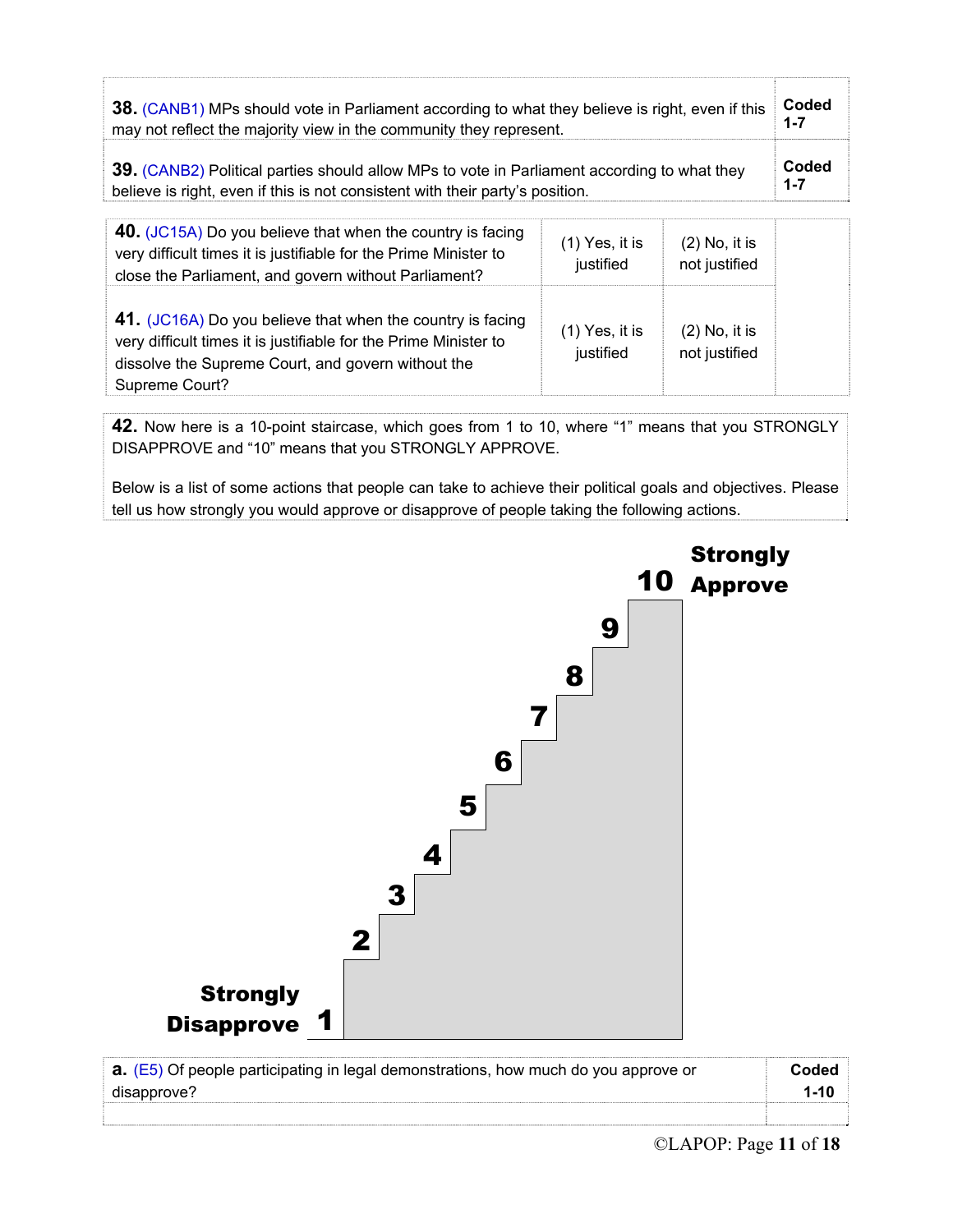| | |
|---|---|
| **38.** (CANB1) MPs should vote in Parliament according to what they believe is right, even if this may not reflect the majority view in the community they represent. | **Coded 1-7** |
| **39.** (CANB2) Political parties should allow MPs to vote in Parliament according to what they believe is right, even if this is not consistent with their party's position. | **Coded 1-7** |

| | | | |
|---|---|---|---|
| **40.** (JC15A) Do you believe that when the country is facing very difficult times it is justifiable for the Prime Minister to close the Parliament, and govern without Parliament? | (1) Yes, it is justified | (2) No, it is not justified | |
| **41.** (JC16A) Do you believe that when the country is facing very difficult times it is justifiable for the Prime Minister to dissolve the Supreme Court, and govern without the Supreme Court? | (1) Yes, it is justified | (2) No, it is not justified | |

**42.** Now here is a 10-point staircase, which goes from 1 to 10, where "1" means that you STRONGLY DISAPPROVE and "10" means that you STRONGLY APPROVE.

Below is a list of some actions that people can take to achieve their political goals and objectives. Please tell us how strongly you would approve or disapprove of people taking the following actions.

**Strongly Disapprove** 1 – 2 – 3 – 4 – 5 – 6 – 7 – 8 – 9 – 10 **Strongly Approve**

| | |
|---|---|
| **a.** (E5) Of people participating in legal demonstrations, how much do you approve or disapprove? | **Coded 1-10** |
| | |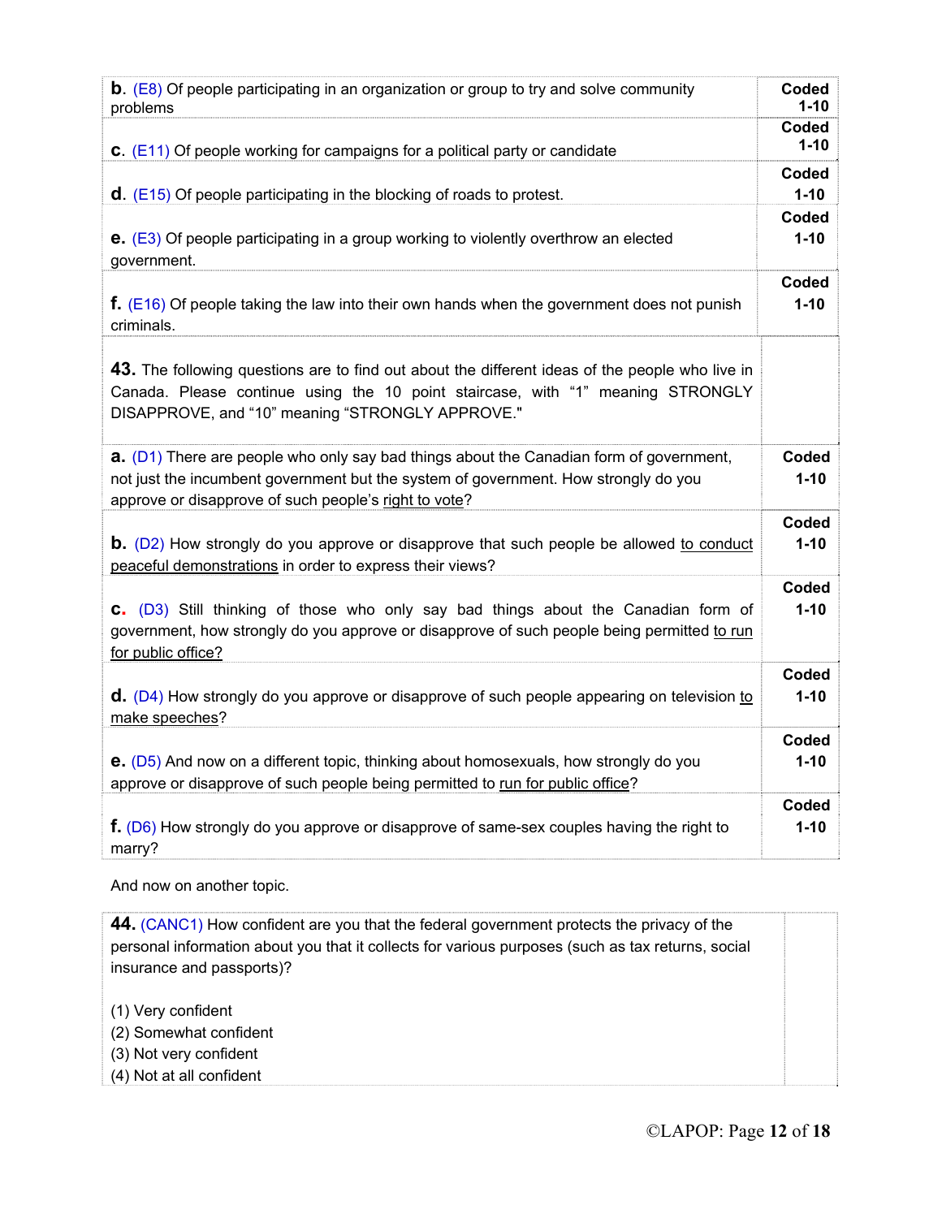| | |
|---|---|
| **b**. (E8) Of people participating in an organization or group to try and solve community problems | **Coded 1-10** |
| **c**. (E11) Of people working for campaigns for a political party or candidate | **Coded 1-10** |
| **d**. (E15) Of people participating in the blocking of roads to protest. | **Coded 1-10** |
| **e**. (E3) Of people participating in a group working to violently overthrow an elected government. | **Coded 1-10** |
| **f**. (E16) Of people taking the law into their own hands when the government does not punish criminals. | **Coded 1-10** |

| | |
|---|---|
| **43.** The following questions are to find out about the different ideas of the people who live in Canada. Please continue using the 10 point staircase, with "1" meaning STRONGLY DISAPPROVE, and "10" meaning "STRONGLY APPROVE." | |
| **a.** (D1) There are people who only say bad things about the Canadian form of government, not just the incumbent government but the system of government. How strongly do you approve or disapprove of such people's right to vote? | **Coded 1-10** |
| **b.** (D2) How strongly do you approve or disapprove that such people be allowed to conduct peaceful demonstrations in order to express their views? | **Coded 1-10** |
| **c.** (D3) Still thinking of those who only say bad things about the Canadian form of government, how strongly do you approve or disapprove of such people being permitted to run for public office? | **Coded 1-10** |
| **d.** (D4) How strongly do you approve or disapprove of such people appearing on television to make speeches? | **Coded 1-10** |
| **e.** (D5) And now on a different topic, thinking about homosexuals, how strongly do you approve or disapprove of such people being permitted to run for public office? | **Coded 1-10** |
| **f.** (D6) How strongly do you approve or disapprove of same-sex couples having the right to marry? | **Coded 1-10** |

And now on another topic.

**44.** (CANC1) How confident are you that the federal government protects the privacy of the personal information about you that it collects for various purposes (such as tax returns, social insurance and passports)?

(1) Very confident
(2) Somewhat confident
(3) Not very confident
(4) Not at all confident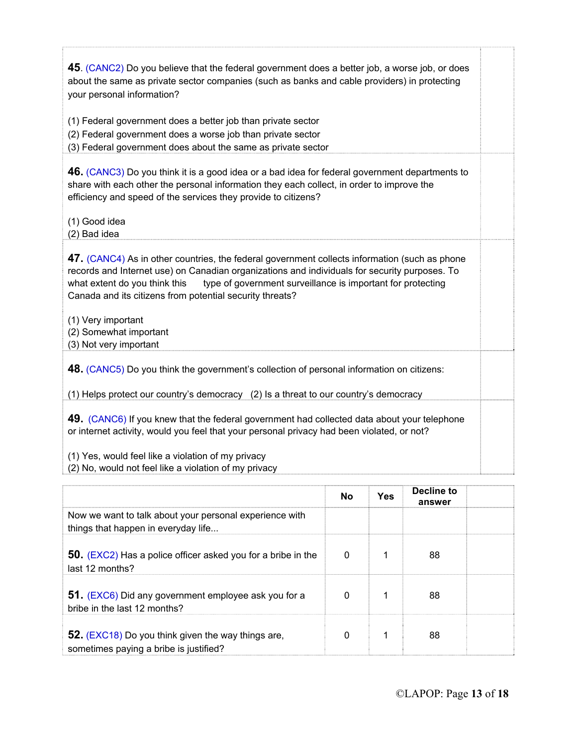**45**. (CANC2) Do you believe that the federal government does a better job, a worse job, or does about the same as private sector companies (such as banks and cable providers) in protecting your personal information?

(1) Federal government does a better job than private sector
(2) Federal government does a worse job than private sector
(3) Federal government does about the same as private sector

**46.** (CANC3) Do you think it is a good idea or a bad idea for federal government departments to share with each other the personal information they each collect, in order to improve the efficiency and speed of the services they provide to citizens?

(1) Good idea
(2) Bad idea

**47.** (CANC4) As in other countries, the federal government collects information (such as phone records and Internet use) on Canadian organizations and individuals for security purposes. To what extent do you think this type of government surveillance is important for protecting Canada and its citizens from potential security threats?

(1) Very important
(2) Somewhat important
(3) Not very important

**48.** (CANC5) Do you think the government's collection of personal information on citizens:

(1) Helps protect our country's democracy (2) Is a threat to our country's democracy

**49.** (CANC6) If you knew that the federal government had collected data about your telephone or internet activity, would you feel that your personal privacy had been violated, or not?

(1) Yes, would feel like a violation of my privacy
(2) No, would not feel like a violation of my privacy

| | No | Yes | Decline to answer | |
|---|---|---|---|---|
| Now we want to talk about your personal experience with things that happen in everyday life... | | | | |
| **50.** (EXC2) Has a police officer asked you for a bribe in the last 12 months? | 0 | 1 | 88 | |
| **51.** (EXC6) Did any government employee ask you for a bribe in the last 12 months? | 0 | 1 | 88 | |
| **52.** (EXC18) Do you think given the way things are, sometimes paying a bribe is justified? | 0 | 1 | 88 | |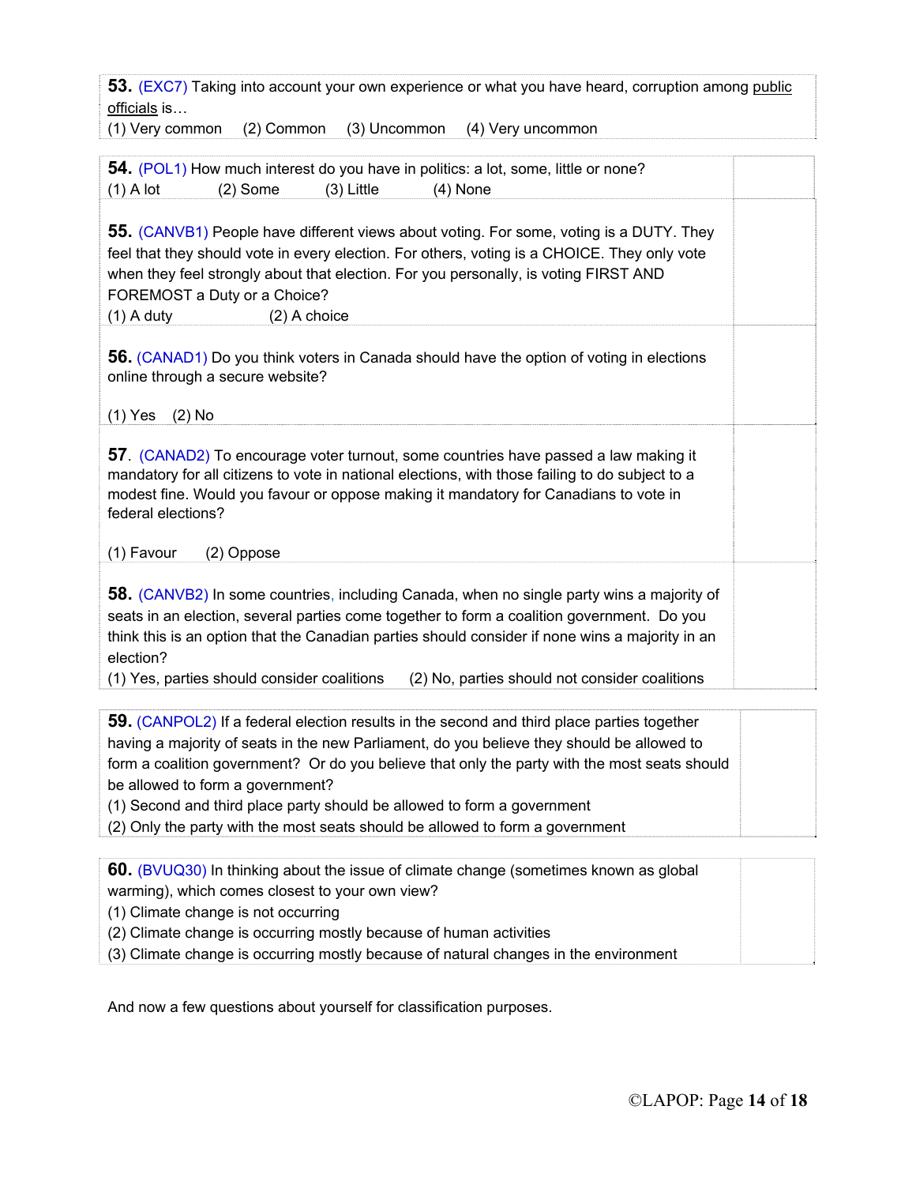**53.** (EXC7) Taking into account your own experience or what you have heard, corruption among <u>public officials</u> is…

(1) Very common (2) Common (3) Uncommon (4) Very uncommon

**54.** (POL1) How much interest do you have in politics: a lot, some, little or none?

(1) A lot (2) Some (3) Little (4) None

**55.** (CANVB1) People have different views about voting. For some, voting is a DUTY. They feel that they should vote in every election. For others, voting is a CHOICE. They only vote when they feel strongly about that election. For you personally, is voting FIRST AND FOREMOST a Duty or a Choice?

(1) A duty (2) A choice

**56.** (CANAD1) Do you think voters in Canada should have the option of voting in elections online through a secure website?

(1) Yes (2) No

**57**. (CANAD2) To encourage voter turnout, some countries have passed a law making it mandatory for all citizens to vote in national elections, with those failing to do subject to a modest fine. Would you favour or oppose making it mandatory for Canadians to vote in federal elections?

(1) Favour (2) Oppose

**58.** (CANVB2) In some countries, including Canada, when no single party wins a majority of seats in an election, several parties come together to form a coalition government. Do you think this is an option that the Canadian parties should consider if none wins a majority in an election?

(1) Yes, parties should consider coalitions (2) No, parties should not consider coalitions

**59.** (CANPOL2) If a federal election results in the second and third place parties together having a majority of seats in the new Parliament, do you believe they should be allowed to form a coalition government? Or do you believe that only the party with the most seats should be allowed to form a government?

(1) Second and third place party should be allowed to form a government

(2) Only the party with the most seats should be allowed to form a government

**60.** (BVUQ30) In thinking about the issue of climate change (sometimes known as global warming), which comes closest to your own view?

(1) Climate change is not occurring

(2) Climate change is occurring mostly because of human activities

(3) Climate change is occurring mostly because of natural changes in the environment

And now a few questions about yourself for classification purposes.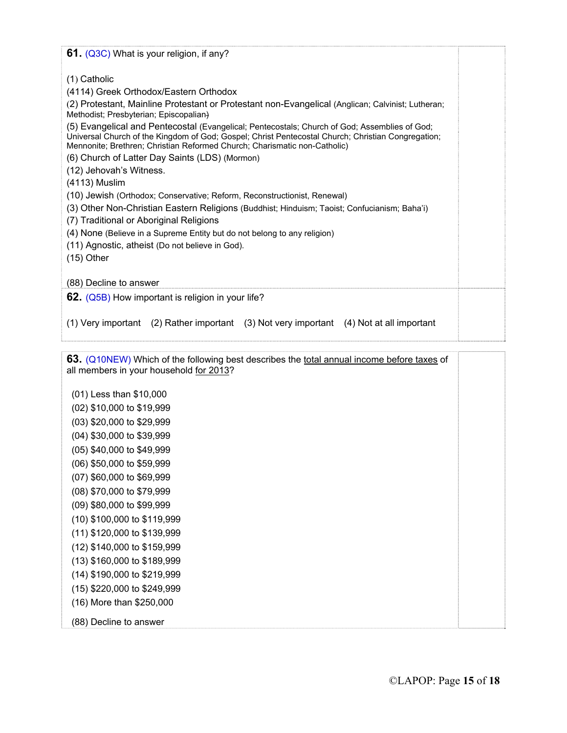**61.** (Q3C) What is your religion, if any?

(1) Catholic
(4114) Greek Orthodox/Eastern Orthodox
(2) Protestant, Mainline Protestant or Protestant non-Evangelical (Anglican; Calvinist; Lutheran; Methodist; Presbyterian; Episcopalian)
(5) Evangelical and Pentecostal (Evangelical; Pentecostals; Church of God; Assemblies of God; Universal Church of the Kingdom of God; Gospel; Christ Pentecostal Church; Christian Congregation; Mennonite; Brethren; Christian Reformed Church; Charismatic non-Catholic)
(6) Church of Latter Day Saints (LDS) (Mormon)
(12) Jehovah's Witness.
(4113) Muslim
(10) Jewish (Orthodox; Conservative; Reform, Reconstructionist, Renewal)
(3) Other Non-Christian Eastern Religions (Buddhist; Hinduism; Taoist; Confucianism; Baha'i)
(7) Traditional or Aboriginal Religions
(4) None (Believe in a Supreme Entity but do not belong to any religion)
(11) Agnostic, atheist (Do not believe in God).
(15) Other

(88) Decline to answer

**62.** (Q5B) How important is religion in your life?

(1) Very important (2) Rather important (3) Not very important (4) Not at all important

**63.** (Q10NEW) Which of the following best describes the total annual income before taxes of all members in your household for 2013?

(01) Less than $10,000
(02) $10,000 to $19,999
(03) $20,000 to $29,999
(04) $30,000 to $39,999
(05) $40,000 to $49,999
(06) $50,000 to $59,999
(07) $60,000 to $69,999
(08) $70,000 to $79,999
(09) $80,000 to $99,999
(10) $100,000 to $119,999
(11) $120,000 to $139,999
(12) $140,000 to $159,999
(13) $160,000 to $189,999
(14) $190,000 to $219,999
(15) $220,000 to $249,999
(16) More than $250,000

(88) Decline to answer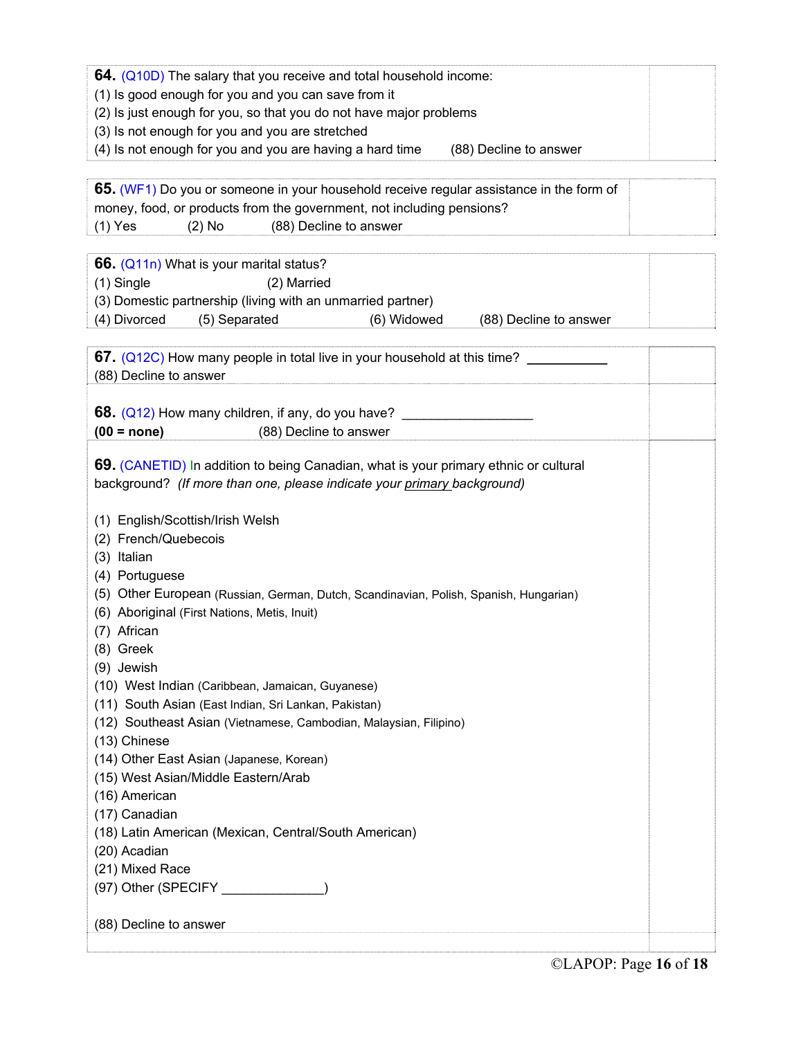**64.** (Q10D) The salary that you receive and total household income:
(1) Is good enough for you and you can save from it
(2) Is just enough for you, so that you do not have major problems
(3) Is not enough for you and you are stretched
(4) Is not enough for you and you are having a hard time (88) Decline to answer

**65.** (WF1) Do you or someone in your household receive regular assistance in the form of money, food, or products from the government, not including pensions?
(1) Yes (2) No (88) Decline to answer

**66.** (Q11n) What is your marital status?
(1) Single (2) Married
(3) Domestic partnership (living with an unmarried partner)
(4) Divorced (5) Separated (6) Widowed (88) Decline to answer

**67.** (Q12C) How many people in total live in your household at this time? ___________
(88) Decline to answer

**68.** (Q12) How many children, if any, do you have? __________________
**(00 = none)** (88) Decline to answer

**69.** (CANETID) In addition to being Canadian, what is your primary ethnic or cultural background? *(If more than one, please indicate your primary background)*

(1) English/Scottish/Irish Welsh
(2) French/Quebecois
(3) Italian
(4) Portuguese
(5) Other European (Russian, German, Dutch, Scandinavian, Polish, Spanish, Hungarian)
(6) Aboriginal (First Nations, Metis, Inuit)
(7) African
(8) Greek
(9) Jewish
(10) West Indian (Caribbean, Jamaican, Guyanese)
(11) South Asian (East Indian, Sri Lankan, Pakistan)
(12) Southeast Asian (Vietnamese, Cambodian, Malaysian, Filipino)
(13) Chinese
(14) Other East Asian (Japanese, Korean)
(15) West Asian/Middle Eastern/Arab
(16) American
(17) Canadian
(18) Latin American (Mexican, Central/South American)
(20) Acadian
(21) Mixed Race
(97) Other (SPECIFY ______________)

(88) Decline to answer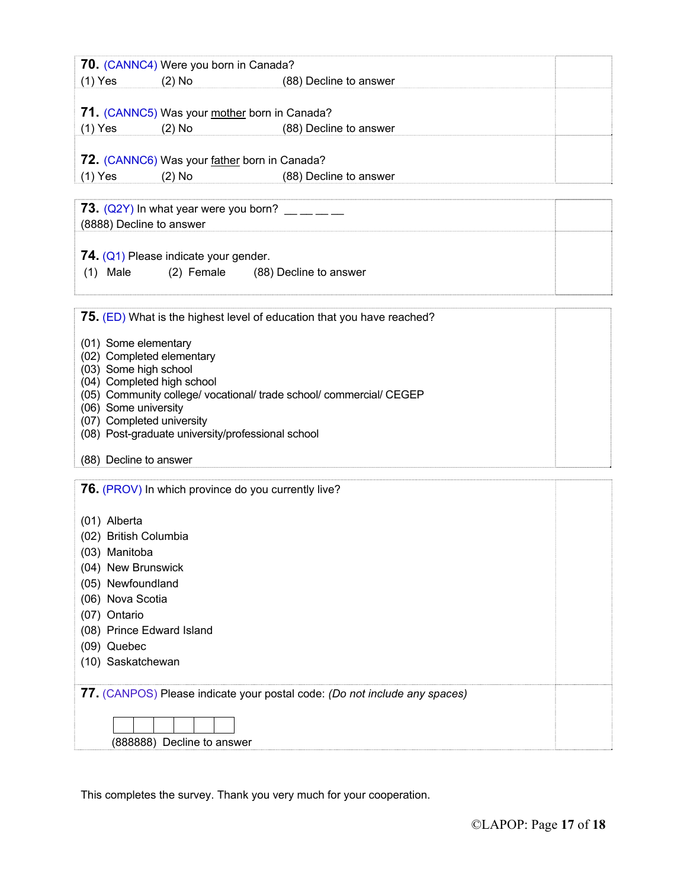**70.** (CANNC4) Were you born in Canada?
(1) Yes (2) No (88) Decline to answer

**71.** (CANNC5) Was your <u>mother</u> born in Canada?
(1) Yes (2) No (88) Decline to answer

**72.** (CANNC6) Was your <u>father</u> born in Canada?
(1) Yes (2) No (88) Decline to answer

**73.** (Q2Y) In what year were you born? __ __ __ __
(8888) Decline to answer

**74.** (Q1) Please indicate your gender.
(1) Male (2) Female (88) Decline to answer

**75.** (ED) What is the highest level of education that you have reached?

(01) Some elementary
(02) Completed elementary
(03) Some high school
(04) Completed high school
(05) Community college/ vocational/ trade school/ commercial/ CEGEP
(06) Some university
(07) Completed university
(08) Post-graduate university/professional school

(88) Decline to answer

**76.** (PROV) In which province do you currently live?

(01) Alberta
(02) British Columbia
(03) Manitoba
(04) New Brunswick
(05) Newfoundland
(06) Nova Scotia
(07) Ontario
(08) Prince Edward Island
(09) Quebec
(10) Saskatchewan

**77.** (CANPOS) Please indicate your postal code: *(Do not include any spaces)*

| | | | | | |
|---|---|---|---|---|---|
| | | | | | |

(888888) Decline to answer

This completes the survey. Thank you very much for your cooperation.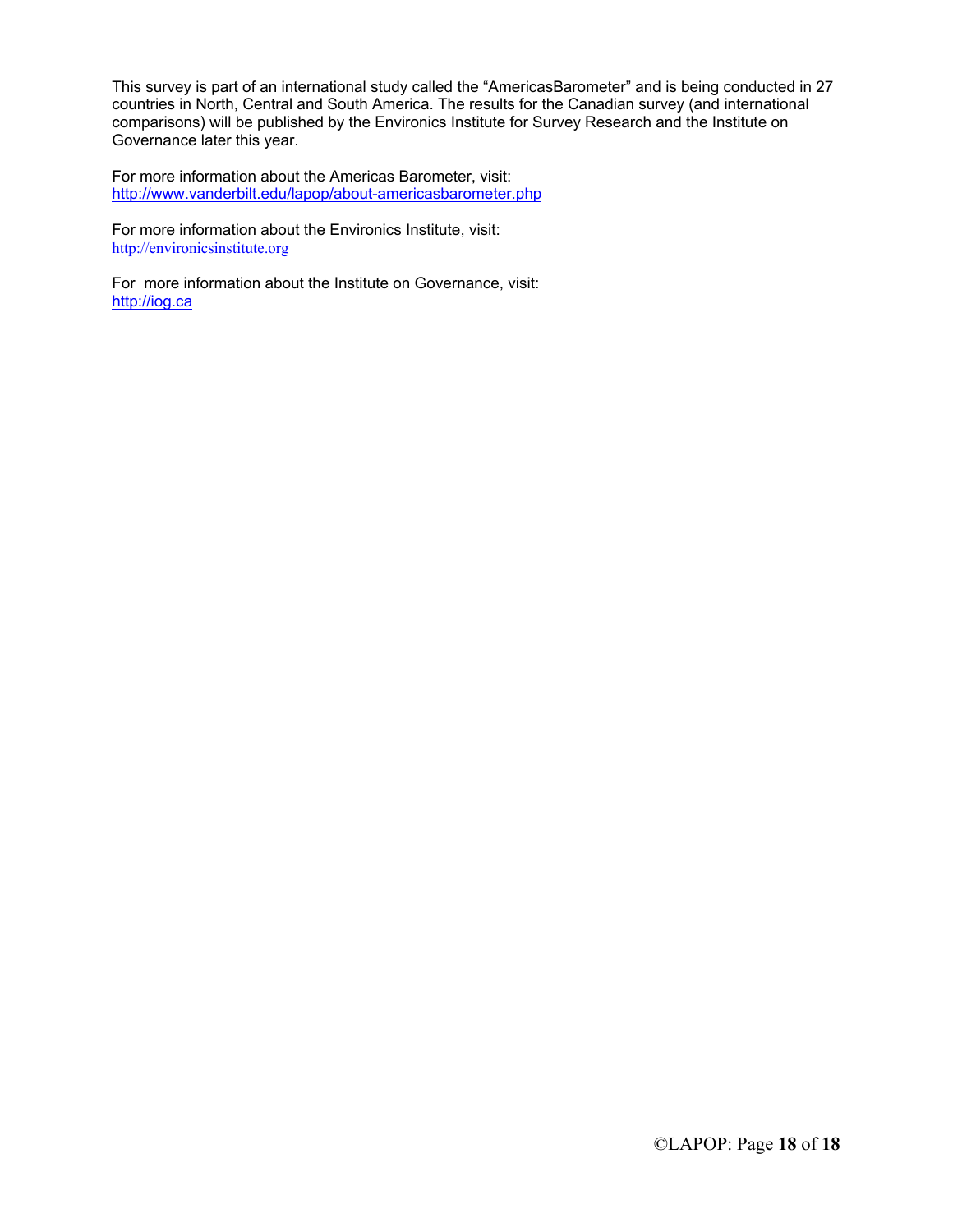This survey is part of an international study called the "AmericasBarometer" and is being conducted in 27 countries in North, Central and South America. The results for the Canadian survey (and international comparisons) will be published by the Environics Institute for Survey Research and the Institute on Governance later this year.

For more information about the Americas Barometer, visit:
http://www.vanderbilt.edu/lapop/about-americasbarometer.php

For more information about the Environics Institute, visit:
http://environicsinstitute.org

For more information about the Institute on Governance, visit:
http://iog.ca